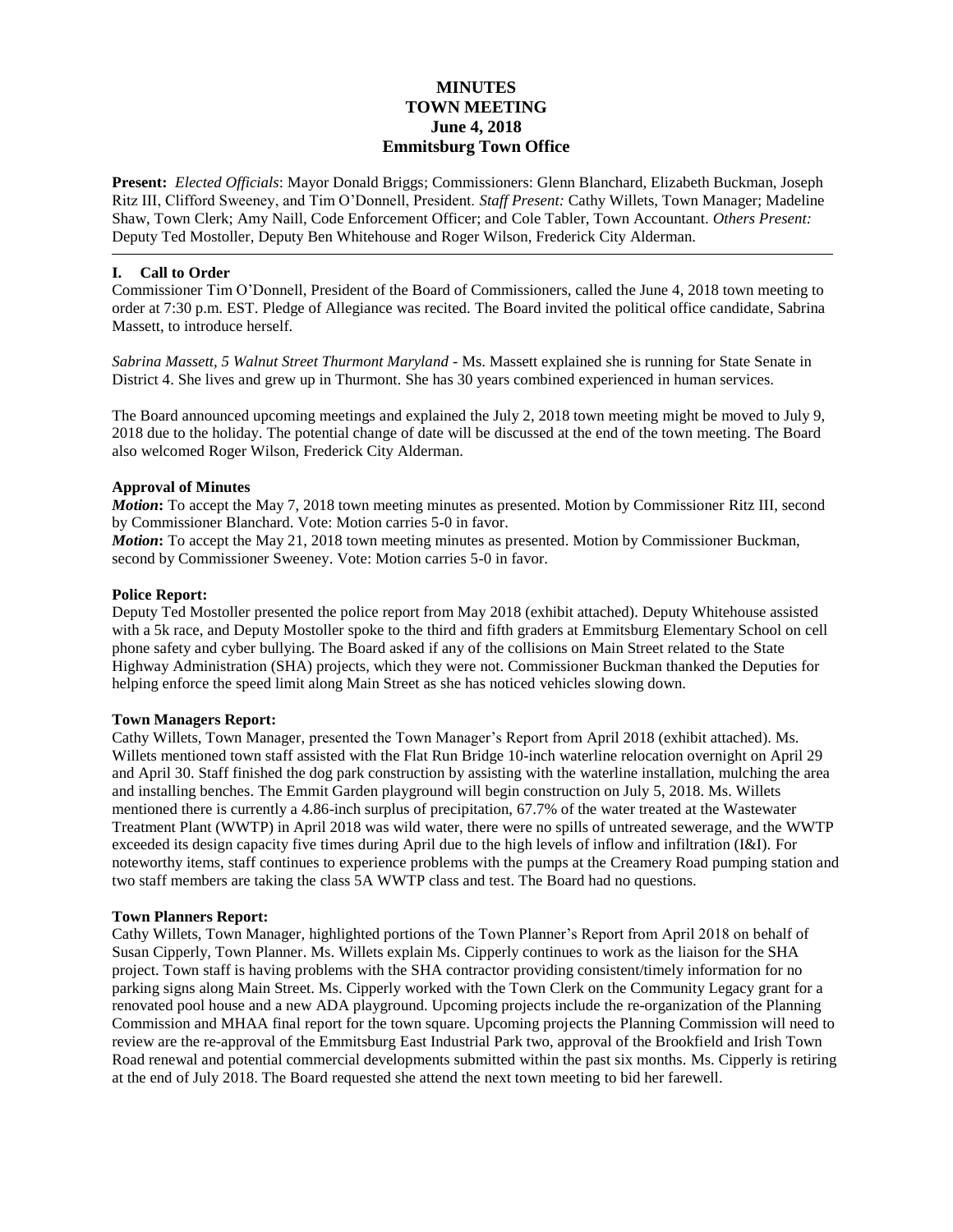# MINUTES
# TOWN MEETING
# June 4, 2018
# Emmitsburg Town Office

**Present:** *Elected Officials*: Mayor Donald Briggs; Commissioners: Glenn Blanchard, Elizabeth Buckman, Joseph Ritz III, Clifford Sweeney, and Tim O'Donnell, President. *Staff Present:* Cathy Willets, Town Manager; Madeline Shaw, Town Clerk; Amy Naill, Code Enforcement Officer; and Cole Tabler, Town Accountant. *Others Present:* Deputy Ted Mostoller, Deputy Ben Whitehouse and Roger Wilson, Frederick City Alderman.

---

## I. Call to Order

Commissioner Tim O'Donnell, President of the Board of Commissioners, called the June 4, 2018 town meeting to order at 7:30 p.m. EST. Pledge of Allegiance was recited. The Board invited the political office candidate, Sabrina Massett, to introduce herself.

*Sabrina Massett, 5 Walnut Street Thurmont Maryland* - Ms. Massett explained she is running for State Senate in District 4. She lives and grew up in Thurmont. She has 30 years combined experienced in human services.

The Board announced upcoming meetings and explained the July 2, 2018 town meeting might be moved to July 9, 2018 due to the holiday. The potential change of date will be discussed at the end of the town meeting. The Board also welcomed Roger Wilson, Frederick City Alderman.

### Approval of Minutes

***Motion*:** To accept the May 7, 2018 town meeting minutes as presented. Motion by Commissioner Ritz III, second by Commissioner Blanchard. Vote: Motion carries 5-0 in favor.

***Motion*:** To accept the May 21, 2018 town meeting minutes as presented. Motion by Commissioner Buckman, second by Commissioner Sweeney. Vote: Motion carries 5-0 in favor.

### Police Report:

Deputy Ted Mostoller presented the police report from May 2018 (exhibit attached). Deputy Whitehouse assisted with a 5k race, and Deputy Mostoller spoke to the third and fifth graders at Emmitsburg Elementary School on cell phone safety and cyber bullying. The Board asked if any of the collisions on Main Street related to the State Highway Administration (SHA) projects, which they were not. Commissioner Buckman thanked the Deputies for helping enforce the speed limit along Main Street as she has noticed vehicles slowing down.

### Town Managers Report:

Cathy Willets, Town Manager, presented the Town Manager's Report from April 2018 (exhibit attached). Ms. Willets mentioned town staff assisted with the Flat Run Bridge 10-inch waterline relocation overnight on April 29 and April 30. Staff finished the dog park construction by assisting with the waterline installation, mulching the area and installing benches. The Emmit Garden playground will begin construction on July 5, 2018. Ms. Willets mentioned there is currently a 4.86-inch surplus of precipitation, 67.7% of the water treated at the Wastewater Treatment Plant (WWTP) in April 2018 was wild water, there were no spills of untreated sewerage, and the WWTP exceeded its design capacity five times during April due to the high levels of inflow and infiltration (I&I). For noteworthy items, staff continues to experience problems with the pumps at the Creamery Road pumping station and two staff members are taking the class 5A WWTP class and test. The Board had no questions.

### Town Planners Report:

Cathy Willets, Town Manager, highlighted portions of the Town Planner's Report from April 2018 on behalf of Susan Cipperly, Town Planner. Ms. Willets explain Ms. Cipperly continues to work as the liaison for the SHA project. Town staff is having problems with the SHA contractor providing consistent/timely information for no parking signs along Main Street. Ms. Cipperly worked with the Town Clerk on the Community Legacy grant for a renovated pool house and a new ADA playground. Upcoming projects include the re-organization of the Planning Commission and MHAA final report for the town square. Upcoming projects the Planning Commission will need to review are the re-approval of the Emmitsburg East Industrial Park two, approval of the Brookfield and Irish Town Road renewal and potential commercial developments submitted within the past six months. Ms. Cipperly is retiring at the end of July 2018. The Board requested she attend the next town meeting to bid her farewell.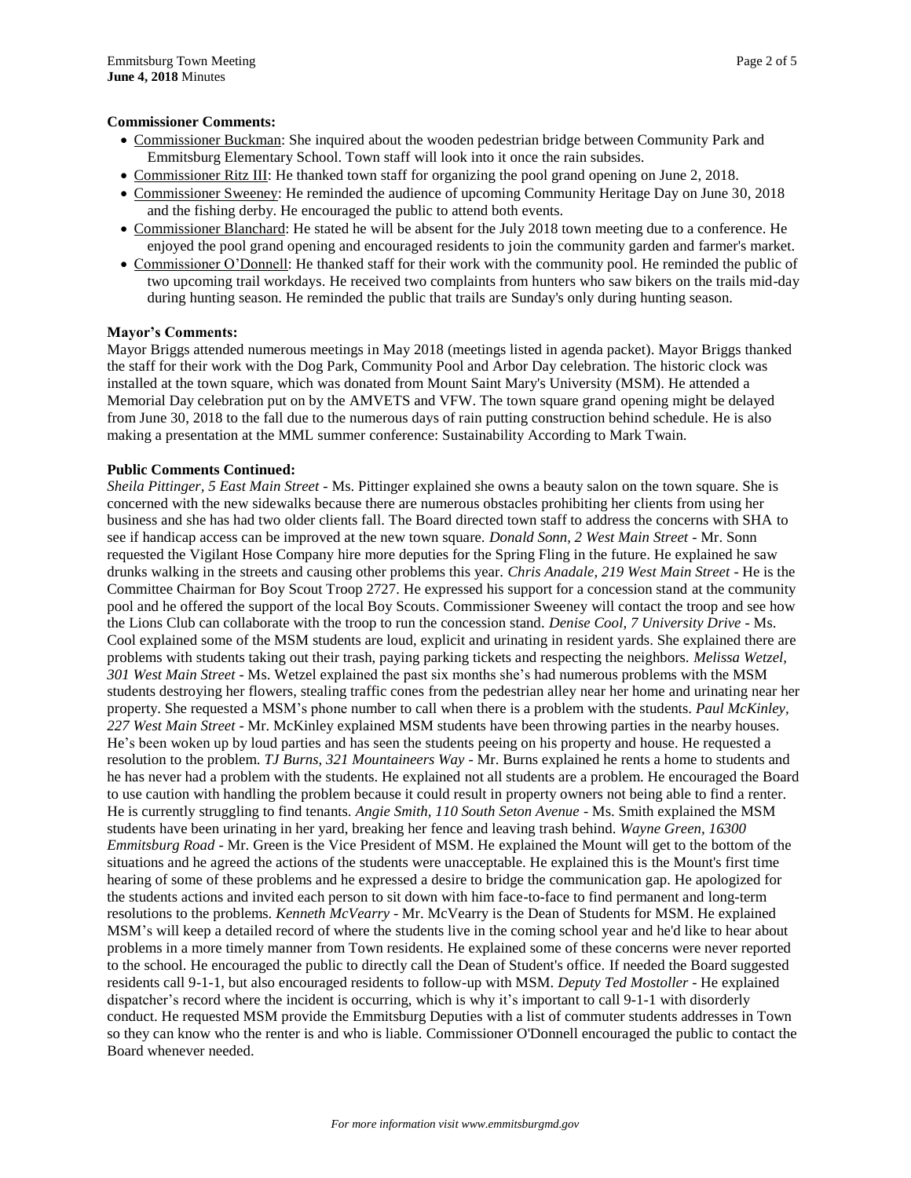**Commissioner Comments:**

- Commissioner Buckman: She inquired about the wooden pedestrian bridge between Community Park and Emmitsburg Elementary School. Town staff will look into it once the rain subsides.
- Commissioner Ritz III: He thanked town staff for organizing the pool grand opening on June 2, 2018.
- Commissioner Sweeney: He reminded the audience of upcoming Community Heritage Day on June 30, 2018 and the fishing derby. He encouraged the public to attend both events.
- Commissioner Blanchard: He stated he will be absent for the July 2018 town meeting due to a conference. He enjoyed the pool grand opening and encouraged residents to join the community garden and farmer's market.
- Commissioner O'Donnell: He thanked staff for their work with the community pool. He reminded the public of two upcoming trail workdays. He received two complaints from hunters who saw bikers on the trails mid-day during hunting season. He reminded the public that trails are Sunday's only during hunting season.

**Mayor's Comments:**

Mayor Briggs attended numerous meetings in May 2018 (meetings listed in agenda packet). Mayor Briggs thanked the staff for their work with the Dog Park, Community Pool and Arbor Day celebration. The historic clock was installed at the town square, which was donated from Mount Saint Mary's University (MSM). He attended a Memorial Day celebration put on by the AMVETS and VFW. The town square grand opening might be delayed from June 30, 2018 to the fall due to the numerous days of rain putting construction behind schedule. He is also making a presentation at the MML summer conference: Sustainability According to Mark Twain.

**Public Comments Continued:**

*Sheila Pittinger, 5 East Main Street* - Ms. Pittinger explained she owns a beauty salon on the town square. She is concerned with the new sidewalks because there are numerous obstacles prohibiting her clients from using her business and she has had two older clients fall. The Board directed town staff to address the concerns with SHA to see if handicap access can be improved at the new town square. *Donald Sonn, 2 West Main Street* - Mr. Sonn requested the Vigilant Hose Company hire more deputies for the Spring Fling in the future. He explained he saw drunks walking in the streets and causing other problems this year. *Chris Anadale, 219 West Main Street* - He is the Committee Chairman for Boy Scout Troop 2727. He expressed his support for a concession stand at the community pool and he offered the support of the local Boy Scouts. Commissioner Sweeney will contact the troop and see how the Lions Club can collaborate with the troop to run the concession stand. *Denise Cool, 7 University Drive* - Ms. Cool explained some of the MSM students are loud, explicit and urinating in resident yards. She explained there are problems with students taking out their trash, paying parking tickets and respecting the neighbors. *Melissa Wetzel, 301 West Main Street* - Ms. Wetzel explained the past six months she's had numerous problems with the MSM students destroying her flowers, stealing traffic cones from the pedestrian alley near her home and urinating near her property. She requested a MSM's phone number to call when there is a problem with the students. *Paul McKinley, 227 West Main Street* - Mr. McKinley explained MSM students have been throwing parties in the nearby houses. He's been woken up by loud parties and has seen the students peeing on his property and house. He requested a resolution to the problem. *TJ Burns, 321 Mountaineers Way* - Mr. Burns explained he rents a home to students and he has never had a problem with the students. He explained not all students are a problem. He encouraged the Board to use caution with handling the problem because it could result in property owners not being able to find a renter. He is currently struggling to find tenants. *Angie Smith, 110 South Seton Avenue* - Ms. Smith explained the MSM students have been urinating in her yard, breaking her fence and leaving trash behind. *Wayne Green, 16300 Emmitsburg Road* - Mr. Green is the Vice President of MSM. He explained the Mount will get to the bottom of the situations and he agreed the actions of the students were unacceptable. He explained this is the Mount's first time hearing of some of these problems and he expressed a desire to bridge the communication gap. He apologized for the students actions and invited each person to sit down with him face-to-face to find permanent and long-term resolutions to the problems. *Kenneth McVearry* - Mr. McVearry is the Dean of Students for MSM. He explained MSM's will keep a detailed record of where the students live in the coming school year and he'd like to hear about problems in a more timely manner from Town residents. He explained some of these concerns were never reported to the school. He encouraged the public to directly call the Dean of Student's office. If needed the Board suggested residents call 9-1-1, but also encouraged residents to follow-up with MSM. *Deputy Ted Mostoller* - He explained dispatcher's record where the incident is occurring, which is why it's important to call 9-1-1 with disorderly conduct. He requested MSM provide the Emmitsburg Deputies with a list of commuter students addresses in Town so they can know who the renter is and who is liable. Commissioner O'Donnell encouraged the public to contact the Board whenever needed.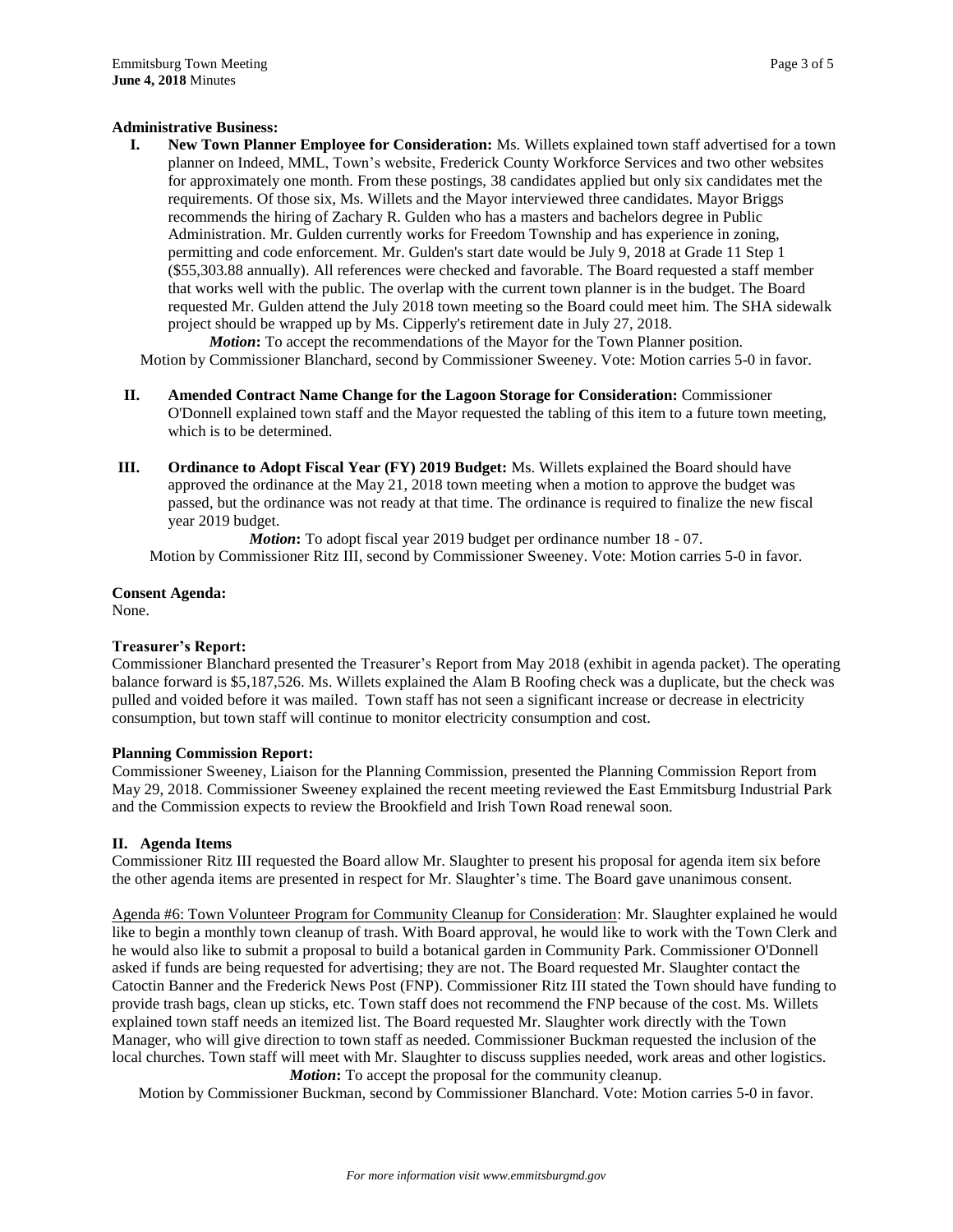**Administrative Business:**

I. **New Town Planner Employee for Consideration:** Ms. Willets explained town staff advertised for a town planner on Indeed, MML, Town's website, Frederick County Workforce Services and two other websites for approximately one month. From these postings, 38 candidates applied but only six candidates met the requirements. Of those six, Ms. Willets and the Mayor interviewed three candidates. Mayor Briggs recommends the hiring of Zachary R. Gulden who has a masters and bachelors degree in Public Administration. Mr. Gulden currently works for Freedom Township and has experience in zoning, permitting and code enforcement. Mr. Gulden's start date would be July 9, 2018 at Grade 11 Step 1 ($55,303.88 annually). All references were checked and favorable. The Board requested a staff member that works well with the public. The overlap with the current town planner is in the budget. The Board requested Mr. Gulden attend the July 2018 town meeting so the Board could meet him. The SHA sidewalk project should be wrapped up by Ms. Cipperly's retirement date in July 27, 2018.

   ***Motion*:** To accept the recommendations of the Mayor for the Town Planner position.
   Motion by Commissioner Blanchard, second by Commissioner Sweeney. Vote: Motion carries 5-0 in favor.

II. **Amended Contract Name Change for the Lagoon Storage for Consideration:** Commissioner O'Donnell explained town staff and the Mayor requested the tabling of this item to a future town meeting, which is to be determined.

III. **Ordinance to Adopt Fiscal Year (FY) 2019 Budget:** Ms. Willets explained the Board should have approved the ordinance at the May 21, 2018 town meeting when a motion to approve the budget was passed, but the ordinance was not ready at that time. The ordinance is required to finalize the new fiscal year 2019 budget.

   ***Motion*:** To adopt fiscal year 2019 budget per ordinance number 18 - 07.
   Motion by Commissioner Ritz III, second by Commissioner Sweeney. Vote: Motion carries 5-0 in favor.

**Consent Agenda:**
None.

**Treasurer's Report:**
Commissioner Blanchard presented the Treasurer's Report from May 2018 (exhibit in agenda packet). The operating balance forward is $5,187,526. Ms. Willets explained the Alam B Roofing check was a duplicate, but the check was pulled and voided before it was mailed. Town staff has not seen a significant increase or decrease in electricity consumption, but town staff will continue to monitor electricity consumption and cost.

**Planning Commission Report:**
Commissioner Sweeney, Liaison for the Planning Commission, presented the Planning Commission Report from May 29, 2018. Commissioner Sweeney explained the recent meeting reviewed the East Emmitsburg Industrial Park and the Commission expects to review the Brookfield and Irish Town Road renewal soon.

**II. Agenda Items**

Commissioner Ritz III requested the Board allow Mr. Slaughter to present his proposal for agenda item six before the other agenda items are presented in respect for Mr. Slaughter's time. The Board gave unanimous consent.

Agenda #6: Town Volunteer Program for Community Cleanup for Consideration: Mr. Slaughter explained he would like to begin a monthly town cleanup of trash. With Board approval, he would like to work with the Town Clerk and he would also like to submit a proposal to build a botanical garden in Community Park. Commissioner O'Donnell asked if funds are being requested for advertising; they are not. The Board requested Mr. Slaughter contact the Catoctin Banner and the Frederick News Post (FNP). Commissioner Ritz III stated the Town should have funding to provide trash bags, clean up sticks, etc. Town staff does not recommend the FNP because of the cost. Ms. Willets explained town staff needs an itemized list. The Board requested Mr. Slaughter work directly with the Town Manager, who will give direction to town staff as needed. Commissioner Buckman requested the inclusion of the local churches. Town staff will meet with Mr. Slaughter to discuss supplies needed, work areas and other logistics.

***Motion*:** To accept the proposal for the community cleanup.
Motion by Commissioner Buckman, second by Commissioner Blanchard. Vote: Motion carries 5-0 in favor.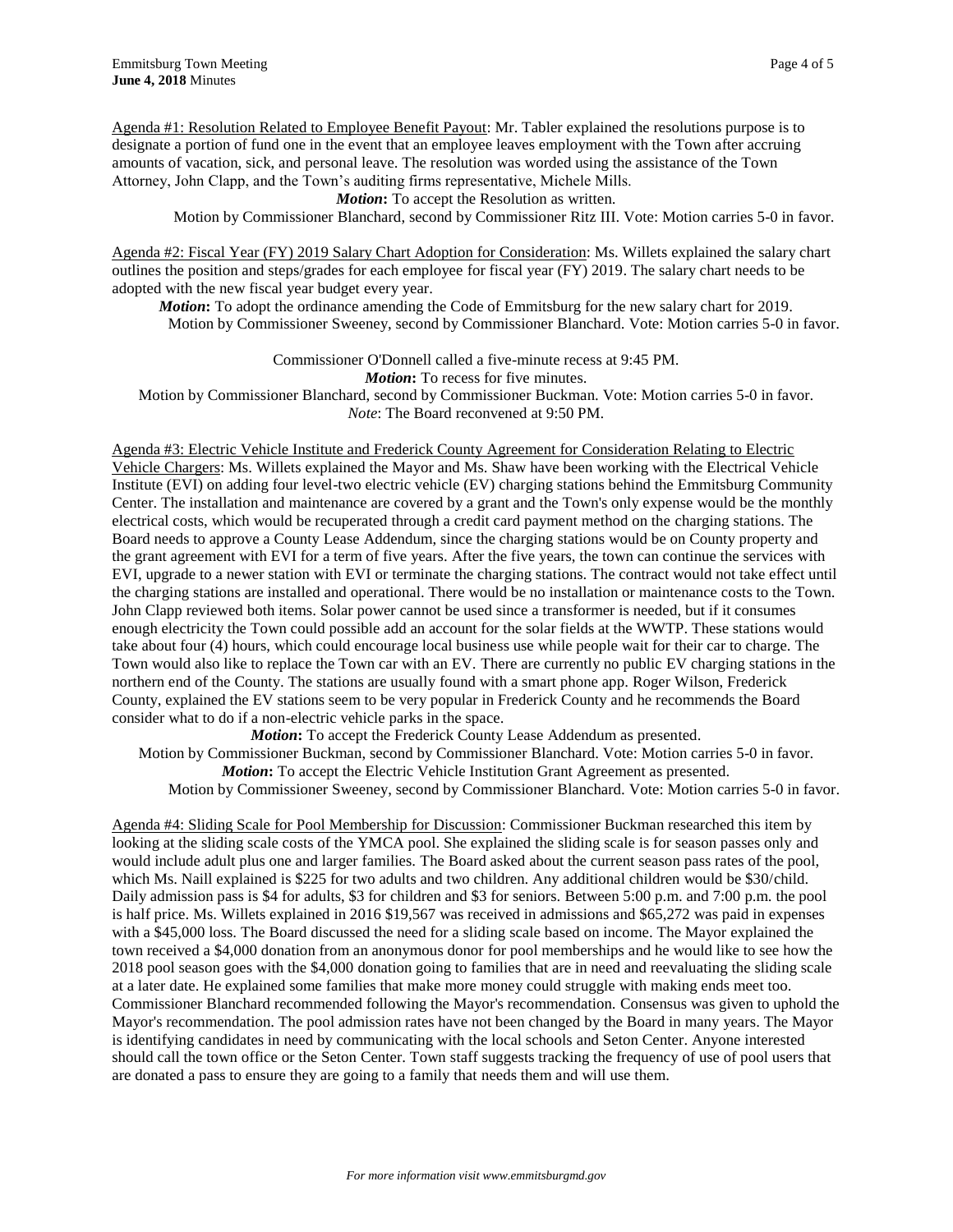Agenda #1: Resolution Related to Employee Benefit Payout: Mr. Tabler explained the resolutions purpose is to designate a portion of fund one in the event that an employee leaves employment with the Town after accruing amounts of vacation, sick, and personal leave. The resolution was worded using the assistance of the Town Attorney, John Clapp, and the Town's auditing firms representative, Michele Mills.

***Motion*:** To accept the Resolution as written.

Motion by Commissioner Blanchard, second by Commissioner Ritz III. Vote: Motion carries 5-0 in favor.

Agenda #2: Fiscal Year (FY) 2019 Salary Chart Adoption for Consideration: Ms. Willets explained the salary chart outlines the position and steps/grades for each employee for fiscal year (FY) 2019. The salary chart needs to be adopted with the new fiscal year budget every year.

***Motion*:** To adopt the ordinance amending the Code of Emmitsburg for the new salary chart for 2019.

Motion by Commissioner Sweeney, second by Commissioner Blanchard. Vote: Motion carries 5-0 in favor.

Commissioner O'Donnell called a five-minute recess at 9:45 PM.

***Motion*:** To recess for five minutes.

Motion by Commissioner Blanchard, second by Commissioner Buckman. Vote: Motion carries 5-0 in favor.

*Note*: The Board reconvened at 9:50 PM.

Agenda #3: Electric Vehicle Institute and Frederick County Agreement for Consideration Relating to Electric Vehicle Chargers: Ms. Willets explained the Mayor and Ms. Shaw have been working with the Electrical Vehicle Institute (EVI) on adding four level-two electric vehicle (EV) charging stations behind the Emmitsburg Community Center. The installation and maintenance are covered by a grant and the Town's only expense would be the monthly electrical costs, which would be recuperated through a credit card payment method on the charging stations. The Board needs to approve a County Lease Addendum, since the charging stations would be on County property and the grant agreement with EVI for a term of five years. After the five years, the town can continue the services with EVI, upgrade to a newer station with EVI or terminate the charging stations. The contract would not take effect until the charging stations are installed and operational. There would be no installation or maintenance costs to the Town. John Clapp reviewed both items. Solar power cannot be used since a transformer is needed, but if it consumes enough electricity the Town could possible add an account for the solar fields at the WWTP. These stations would take about four (4) hours, which could encourage local business use while people wait for their car to charge. The Town would also like to replace the Town car with an EV. There are currently no public EV charging stations in the northern end of the County. The stations are usually found with a smart phone app. Roger Wilson, Frederick County, explained the EV stations seem to be very popular in Frederick County and he recommends the Board consider what to do if a non-electric vehicle parks in the space.

***Motion*:** To accept the Frederick County Lease Addendum as presented.

Motion by Commissioner Buckman, second by Commissioner Blanchard. Vote: Motion carries 5-0 in favor.

***Motion*:** To accept the Electric Vehicle Institution Grant Agreement as presented.

Motion by Commissioner Sweeney, second by Commissioner Blanchard. Vote: Motion carries 5-0 in favor.

Agenda #4: Sliding Scale for Pool Membership for Discussion: Commissioner Buckman researched this item by looking at the sliding scale costs of the YMCA pool. She explained the sliding scale is for season passes only and would include adult plus one and larger families. The Board asked about the current season pass rates of the pool, which Ms. Naill explained is $225 for two adults and two children. Any additional children would be $30/child. Daily admission pass is $4 for adults, $3 for children and $3 for seniors. Between 5:00 p.m. and 7:00 p.m. the pool is half price. Ms. Willets explained in 2016 $19,567 was received in admissions and $65,272 was paid in expenses with a $45,000 loss. The Board discussed the need for a sliding scale based on income. The Mayor explained the town received a $4,000 donation from an anonymous donor for pool memberships and he would like to see how the 2018 pool season goes with the $4,000 donation going to families that are in need and reevaluating the sliding scale at a later date. He explained some families that make more money could struggle with making ends meet too. Commissioner Blanchard recommended following the Mayor's recommendation. Consensus was given to uphold the Mayor's recommendation. The pool admission rates have not been changed by the Board in many years. The Mayor is identifying candidates in need by communicating with the local schools and Seton Center. Anyone interested should call the town office or the Seton Center. Town staff suggests tracking the frequency of use of pool users that are donated a pass to ensure they are going to a family that needs them and will use them.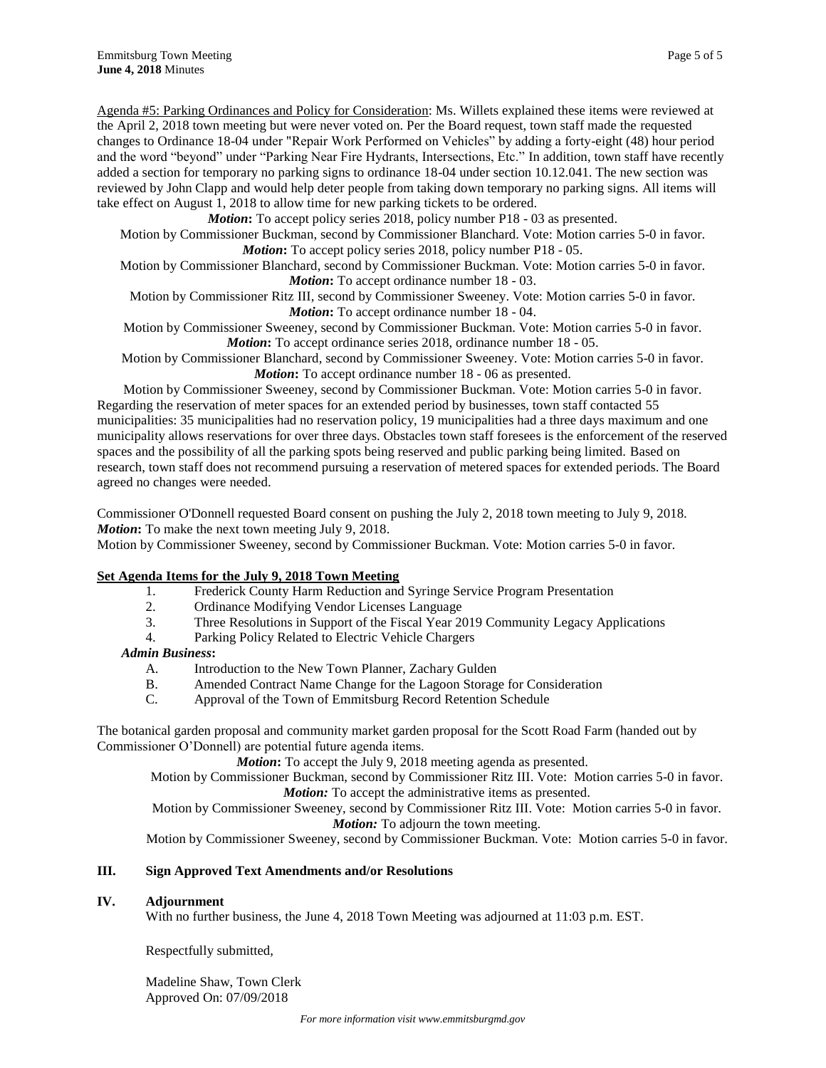Agenda #5: Parking Ordinances and Policy for Consideration: Ms. Willets explained these items were reviewed at the April 2, 2018 town meeting but were never voted on. Per the Board request, town staff made the requested changes to Ordinance 18-04 under "Repair Work Performed on Vehicles" by adding a forty-eight (48) hour period and the word "beyond" under "Parking Near Fire Hydrants, Intersections, Etc." In addition, town staff have recently added a section for temporary no parking signs to ordinance 18-04 under section 10.12.041. The new section was reviewed by John Clapp and would help deter people from taking down temporary no parking signs. All items will take effect on August 1, 2018 to allow time for new parking tickets to be ordered.

***Motion*:** To accept policy series 2018, policy number P18 - 03 as presented.

Motion by Commissioner Buckman, second by Commissioner Blanchard. Vote: Motion carries 5-0 in favor.

***Motion*:** To accept policy series 2018, policy number P18 - 05.

Motion by Commissioner Blanchard, second by Commissioner Buckman. Vote: Motion carries 5-0 in favor.

***Motion*:** To accept ordinance number 18 - 03.

Motion by Commissioner Ritz III, second by Commissioner Sweeney. Vote: Motion carries 5-0 in favor.

***Motion*:** To accept ordinance number 18 - 04.

Motion by Commissioner Sweeney, second by Commissioner Buckman. Vote: Motion carries 5-0 in favor.

***Motion*:** To accept ordinance series 2018, ordinance number 18 - 05.

Motion by Commissioner Blanchard, second by Commissioner Sweeney. Vote: Motion carries 5-0 in favor.

***Motion*:** To accept ordinance number 18 - 06 as presented.

Motion by Commissioner Sweeney, second by Commissioner Buckman. Vote: Motion carries 5-0 in favor.

Regarding the reservation of meter spaces for an extended period by businesses, town staff contacted 55 municipalities: 35 municipalities had no reservation policy, 19 municipalities had a three days maximum and one municipality allows reservations for over three days. Obstacles town staff foresees is the enforcement of the reserved spaces and the possibility of all the parking spots being reserved and public parking being limited. Based on research, town staff does not recommend pursuing a reservation of metered spaces for extended periods. The Board agreed no changes were needed.

Commissioner O'Donnell requested Board consent on pushing the July 2, 2018 town meeting to July 9, 2018.

***Motion*:** To make the next town meeting July 9, 2018.

Motion by Commissioner Sweeney, second by Commissioner Buckman. Vote: Motion carries 5-0 in favor.

**Set Agenda Items for the July 9, 2018 Town Meeting**

1. Frederick County Harm Reduction and Syringe Service Program Presentation
2. Ordinance Modifying Vendor Licenses Language
3. Three Resolutions in Support of the Fiscal Year 2019 Community Legacy Applications
4. Parking Policy Related to Electric Vehicle Chargers

***Admin Business*:**

A. Introduction to the New Town Planner, Zachary Gulden
B. Amended Contract Name Change for the Lagoon Storage for Consideration
C. Approval of the Town of Emmitsburg Record Retention Schedule

The botanical garden proposal and community market garden proposal for the Scott Road Farm (handed out by Commissioner O'Donnell) are potential future agenda items.

***Motion*:** To accept the July 9, 2018 meeting agenda as presented.

Motion by Commissioner Buckman, second by Commissioner Ritz III. Vote: Motion carries 5-0 in favor.

***Motion:*** To accept the administrative items as presented.

Motion by Commissioner Sweeney, second by Commissioner Ritz III. Vote: Motion carries 5-0 in favor.

***Motion:*** To adjourn the town meeting.

Motion by Commissioner Sweeney, second by Commissioner Buckman. Vote: Motion carries 5-0 in favor.

## III. Sign Approved Text Amendments and/or Resolutions

## IV. Adjournment

With no further business, the June 4, 2018 Town Meeting was adjourned at 11:03 p.m. EST.

Respectfully submitted,

Madeline Shaw, Town Clerk
Approved On: 07/09/2018

*For more information visit www.emmitsburgmd.gov*